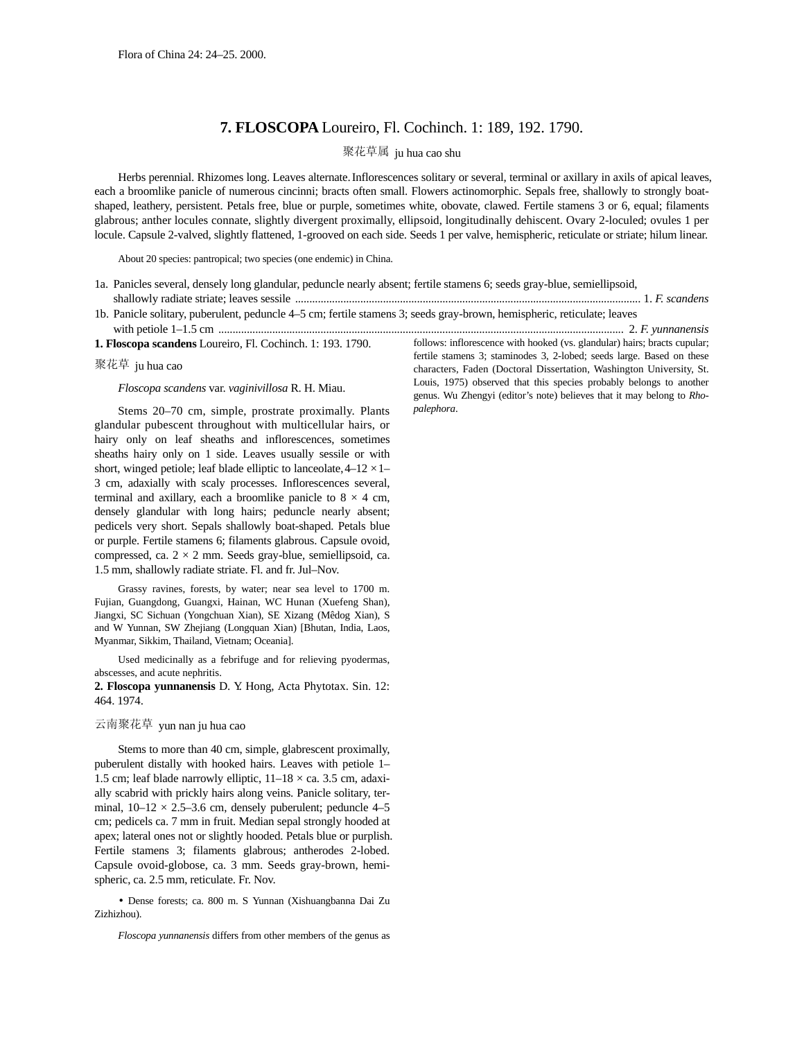Flora of China 24: 24–25. 2000.

# 7. FLOSCOPA Loureiro, Fl. Cochinch. 1: 189, 192. 1790.

聚花草属 ju hua cao shu

Herbs perennial. Rhizomes long. Leaves alternate. Inflorescences solitary or several, terminal or axillary in axils of apical leaves, each a broomlike panicle of numerous cincinni; bracts often small. Flowers actinomorphic. Sepals free, shallowly to strongly boat-shaped, leathery, persistent. Petals free, blue or purple, sometimes white, obovate, clawed. Fertile stamens 3 or 6, equal; filaments glabrous; anther locules connate, slightly divergent proximally, ellipsoid, longitudinally dehiscent. Ovary 2-loculed; ovules 1 per locule. Capsule 2-valved, slightly flattened, 1-grooved on each side. Seeds 1 per valve, hemispheric, reticulate or striate; hilum linear.

About 20 species: pantropical; two species (one endemic) in China.

1a. Panicles several, densely long glandular, peduncle nearly absent; fertile stamens 6; seeds gray-blue, semiellipsoid, shallowly radiate striate; leaves sessile ........................................................................................................................ 1. *F. scandens*
1b. Panicle solitary, puberulent, peduncle 4–5 cm; fertile stamens 3; seeds gray-brown, hemispheric, reticulate; leaves with petiole 1–1.5 cm ............................................................................................................................................ 2. *F. yunnanensis*

**1. Floscopa scandens** Loureiro, Fl. Cochinch. 1: 193. 1790.

聚花草 ju hua cao

*Floscopa scandens* var. *vaginivillosa* R. H. Miau.

Stems 20–70 cm, simple, prostrate proximally. Plants glandular pubescent throughout with multicellular hairs, or hairy only on leaf sheaths and inflorescences, sometimes sheaths hairy only on 1 side. Leaves usually sessile or with short, winged petiole; leaf blade elliptic to lanceolate, 4–12 × 1–3 cm, adaxially with scaly processes. Inflorescences several, terminal and axillary, each a broomlike panicle to 8 × 4 cm, densely glandular with long hairs; peduncle nearly absent; pedicels very short. Sepals shallowly boat-shaped. Petals blue or purple. Fertile stamens 6; filaments glabrous. Capsule ovoid, compressed, ca. 2 × 2 mm. Seeds gray-blue, semiellipsoid, ca. 1.5 mm, shallowly radiate striate. Fl. and fr. Jul–Nov.

Grassy ravines, forests, by water; near sea level to 1700 m. Fujian, Guangdong, Guangxi, Hainan, WC Hunan (Xuefeng Shan), Jiangxi, SC Sichuan (Yongchuan Xian), SE Xizang (Mêdog Xian), S and W Yunnan, SW Zhejiang (Longquan Xian) [Bhutan, India, Laos, Myanmar, Sikkim, Thailand, Vietnam; Oceania].

Used medicinally as a febrifuge and for relieving pyodermas, abscesses, and acute nephritis.

**2. Floscopa yunnanensis** D. Y. Hong, Acta Phytotax. Sin. 12: 464. 1974.

云南聚花草 yun nan ju hua cao

Stems to more than 40 cm, simple, glabrescent proximally, puberulent distally with hooked hairs. Leaves with petiole 1–1.5 cm; leaf blade narrowly elliptic, 11–18 × ca. 3.5 cm, adaxially scabrid with prickly hairs along veins. Panicle solitary, terminal, 10–12 × 2.5–3.6 cm, densely puberulent; peduncle 4–5 cm; pedicels ca. 7 mm in fruit. Median sepal strongly hooded at apex; lateral ones not or slightly hooded. Petals blue or purplish. Fertile stamens 3; filaments glabrous; antherodes 2-lobed. Capsule ovoid-globose, ca. 3 mm. Seeds gray-brown, hemispheric, ca. 2.5 mm, reticulate. Fr. Nov.

• Dense forests; ca. 800 m. S Yunnan (Xishuangbanna Dai Zu Zizhizhou).

*Floscopa yunnanensis* differs from other members of the genus as follows: inflorescence with hooked (vs. glandular) hairs; bracts cupular; fertile stamens 3; staminodes 3, 2-lobed; seeds large. Based on these characters, Faden (Doctoral Dissertation, Washington University, St. Louis, 1975) observed that this species probably belongs to another genus. Wu Zhengyi (editor's note) believes that it may belong to *Rhopalephora*.